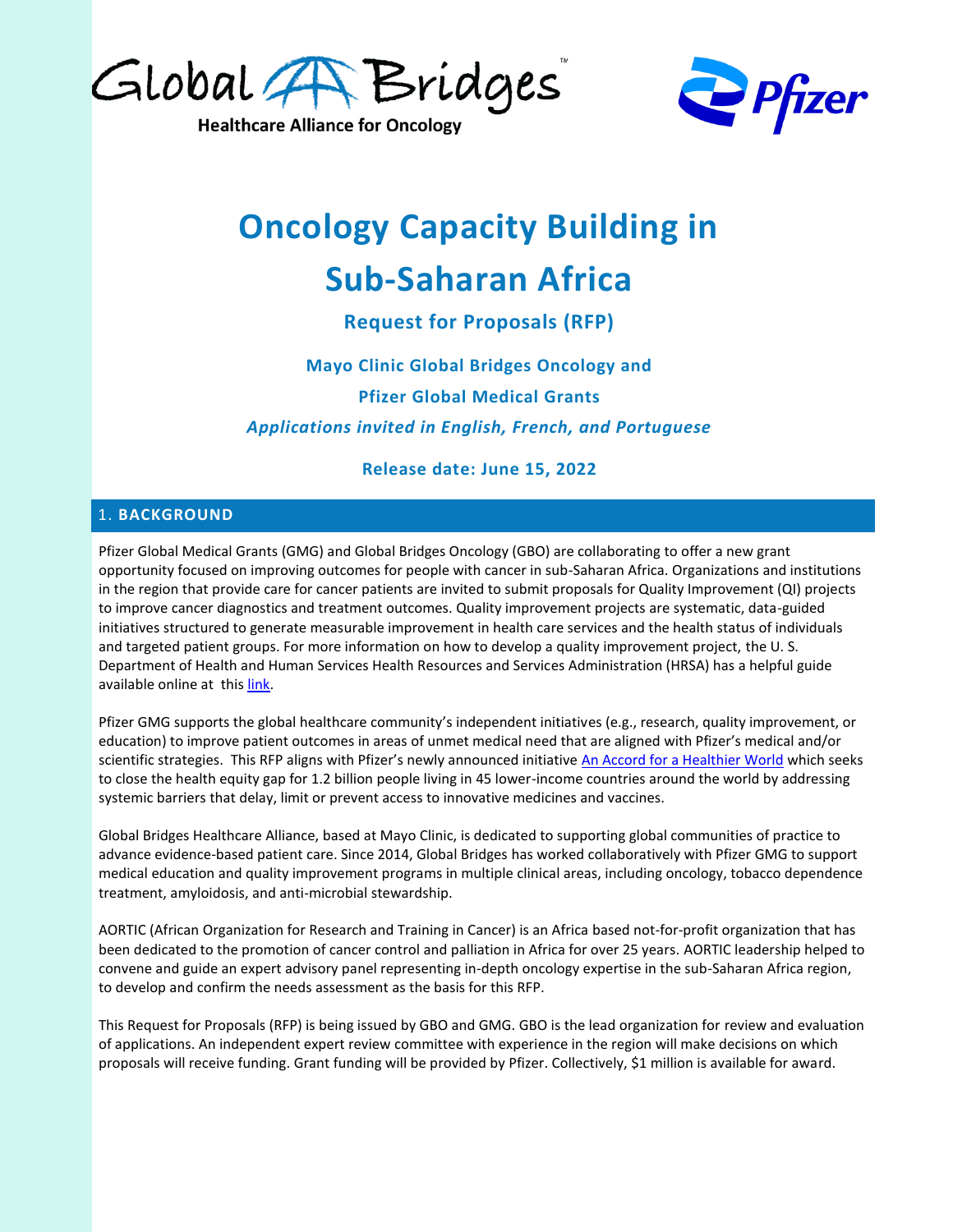Global Bridges™

**Healthcare Alliance for Oncology**

Pfizer

# Oncology Capacity Building in Sub-Saharan Africa

**Request for Proposals (RFP)**

**Mayo Clinic Global Bridges Oncology and**

**Pfizer Global Medical Grants**

***Applications invited in English, French, and Portuguese***

**Release date: June 15, 2022**

## 1. BACKGROUND

Pfizer Global Medical Grants (GMG) and Global Bridges Oncology (GBO) are collaborating to offer a new grant opportunity focused on improving outcomes for people with cancer in sub-Saharan Africa. Organizations and institutions in the region that provide care for cancer patients are invited to submit proposals for Quality Improvement (QI) projects to improve cancer diagnostics and treatment outcomes. Quality improvement projects are systematic, data-guided initiatives structured to generate measurable improvement in health care services and the health status of individuals and targeted patient groups. For more information on how to develop a quality improvement project, the U. S. Department of Health and Human Services Health Resources and Services Administration (HRSA) has a helpful guide available online at this link.

Pfizer GMG supports the global healthcare community's independent initiatives (e.g., research, quality improvement, or education) to improve patient outcomes in areas of unmet medical need that are aligned with Pfizer's medical and/or scientific strategies. This RFP aligns with Pfizer's newly announced initiative An Accord for a Healthier World which seeks to close the health equity gap for 1.2 billion people living in 45 lower-income countries around the world by addressing systemic barriers that delay, limit or prevent access to innovative medicines and vaccines.

Global Bridges Healthcare Alliance, based at Mayo Clinic, is dedicated to supporting global communities of practice to advance evidence-based patient care. Since 2014, Global Bridges has worked collaboratively with Pfizer GMG to support medical education and quality improvement programs in multiple clinical areas, including oncology, tobacco dependence treatment, amyloidosis, and anti-microbial stewardship.

AORTIC (African Organization for Research and Training in Cancer) is an Africa based not-for-profit organization that has been dedicated to the promotion of cancer control and palliation in Africa for over 25 years. AORTIC leadership helped to convene and guide an expert advisory panel representing in-depth oncology expertise in the sub-Saharan Africa region, to develop and confirm the needs assessment as the basis for this RFP.

This Request for Proposals (RFP) is being issued by GBO and GMG. GBO is the lead organization for review and evaluation of applications. An independent expert review committee with experience in the region will make decisions on which proposals will receive funding. Grant funding will be provided by Pfizer. Collectively, $1 million is available for award.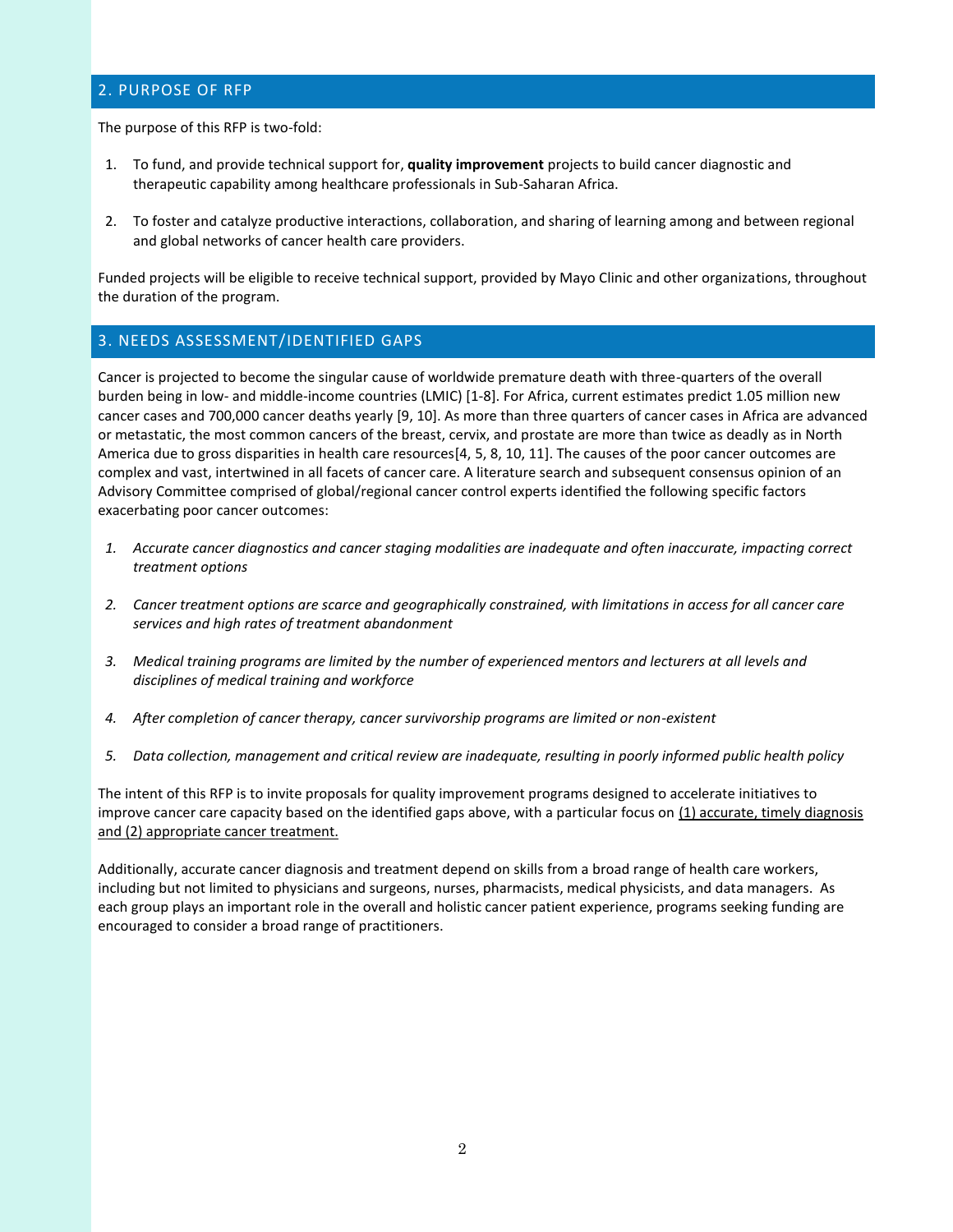## 2. PURPOSE OF RFP

The purpose of this RFP is two-fold:

1. To fund, and provide technical support for, **quality improvement** projects to build cancer diagnostic and therapeutic capability among healthcare professionals in Sub-Saharan Africa.

2. To foster and catalyze productive interactions, collaboration, and sharing of learning among and between regional and global networks of cancer health care providers.

Funded projects will be eligible to receive technical support, provided by Mayo Clinic and other organizations, throughout the duration of the program.

## 3. NEEDS ASSESSMENT/IDENTIFIED GAPS

Cancer is projected to become the singular cause of worldwide premature death with three-quarters of the overall burden being in low- and middle-income countries (LMIC) [1-8]. For Africa, current estimates predict 1.05 million new cancer cases and 700,000 cancer deaths yearly [9, 10]. As more than three quarters of cancer cases in Africa are advanced or metastatic, the most common cancers of the breast, cervix, and prostate are more than twice as deadly as in North America due to gross disparities in health care resources[4, 5, 8, 10, 11]. The causes of the poor cancer outcomes are complex and vast, intertwined in all facets of cancer care. A literature search and subsequent consensus opinion of an Advisory Committee comprised of global/regional cancer control experts identified the following specific factors exacerbating poor cancer outcomes:

1. *Accurate cancer diagnostics and cancer staging modalities are inadequate and often inaccurate, impacting correct treatment options*

2. *Cancer treatment options are scarce and geographically constrained, with limitations in access for all cancer care services and high rates of treatment abandonment*

3. *Medical training programs are limited by the number of experienced mentors and lecturers at all levels and disciplines of medical training and workforce*

4. *After completion of cancer therapy, cancer survivorship programs are limited or non-existent*

5. *Data collection, management and critical review are inadequate, resulting in poorly informed public health policy*

The intent of this RFP is to invite proposals for quality improvement programs designed to accelerate initiatives to improve cancer care capacity based on the identified gaps above, with a particular focus on <u>(1) accurate, timely diagnosis and (2) appropriate cancer treatment.</u>

Additionally, accurate cancer diagnosis and treatment depend on skills from a broad range of health care workers, including but not limited to physicians and surgeons, nurses, pharmacists, medical physicists, and data managers. As each group plays an important role in the overall and holistic cancer patient experience, programs seeking funding are encouraged to consider a broad range of practitioners.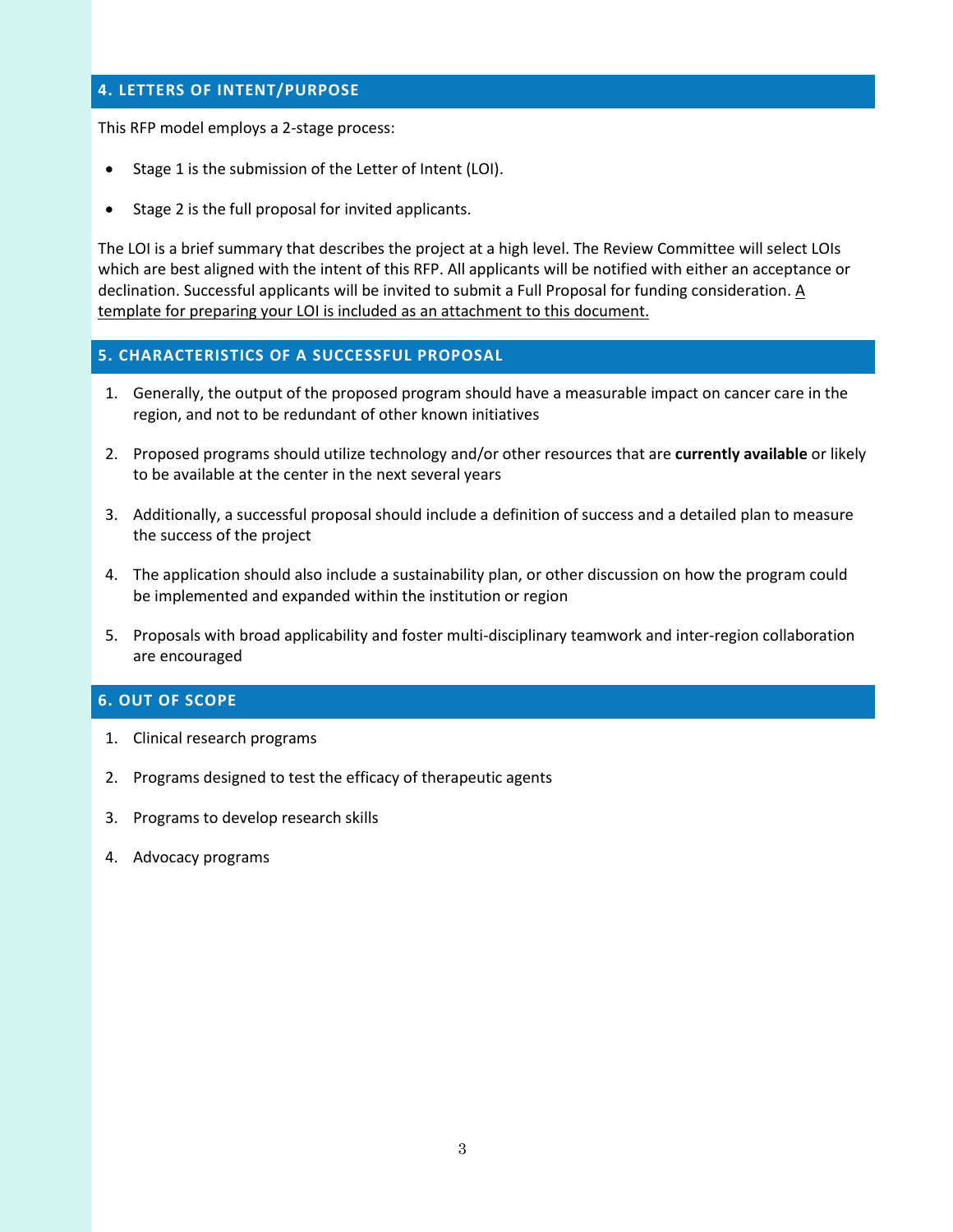## 4. LETTERS OF INTENT/PURPOSE

This RFP model employs a 2-stage process:

- Stage 1 is the submission of the Letter of Intent (LOI).
- Stage 2 is the full proposal for invited applicants.

The LOI is a brief summary that describes the project at a high level. The Review Committee will select LOIs which are best aligned with the intent of this RFP. All applicants will be notified with either an acceptance or declination. Successful applicants will be invited to submit a Full Proposal for funding consideration. <u>A template for preparing your LOI is included as an attachment to this document.</u>

## 5. CHARACTERISTICS OF A SUCCESSFUL PROPOSAL

1. Generally, the output of the proposed program should have a measurable impact on cancer care in the region, and not to be redundant of other known initiatives
2. Proposed programs should utilize technology and/or other resources that are **currently available** or likely to be available at the center in the next several years
3. Additionally, a successful proposal should include a definition of success and a detailed plan to measure the success of the project
4. The application should also include a sustainability plan, or other discussion on how the program could be implemented and expanded within the institution or region
5. Proposals with broad applicability and foster multi-disciplinary teamwork and inter-region collaboration are encouraged

## 6. OUT OF SCOPE

1. Clinical research programs
2. Programs designed to test the efficacy of therapeutic agents
3. Programs to develop research skills
4. Advocacy programs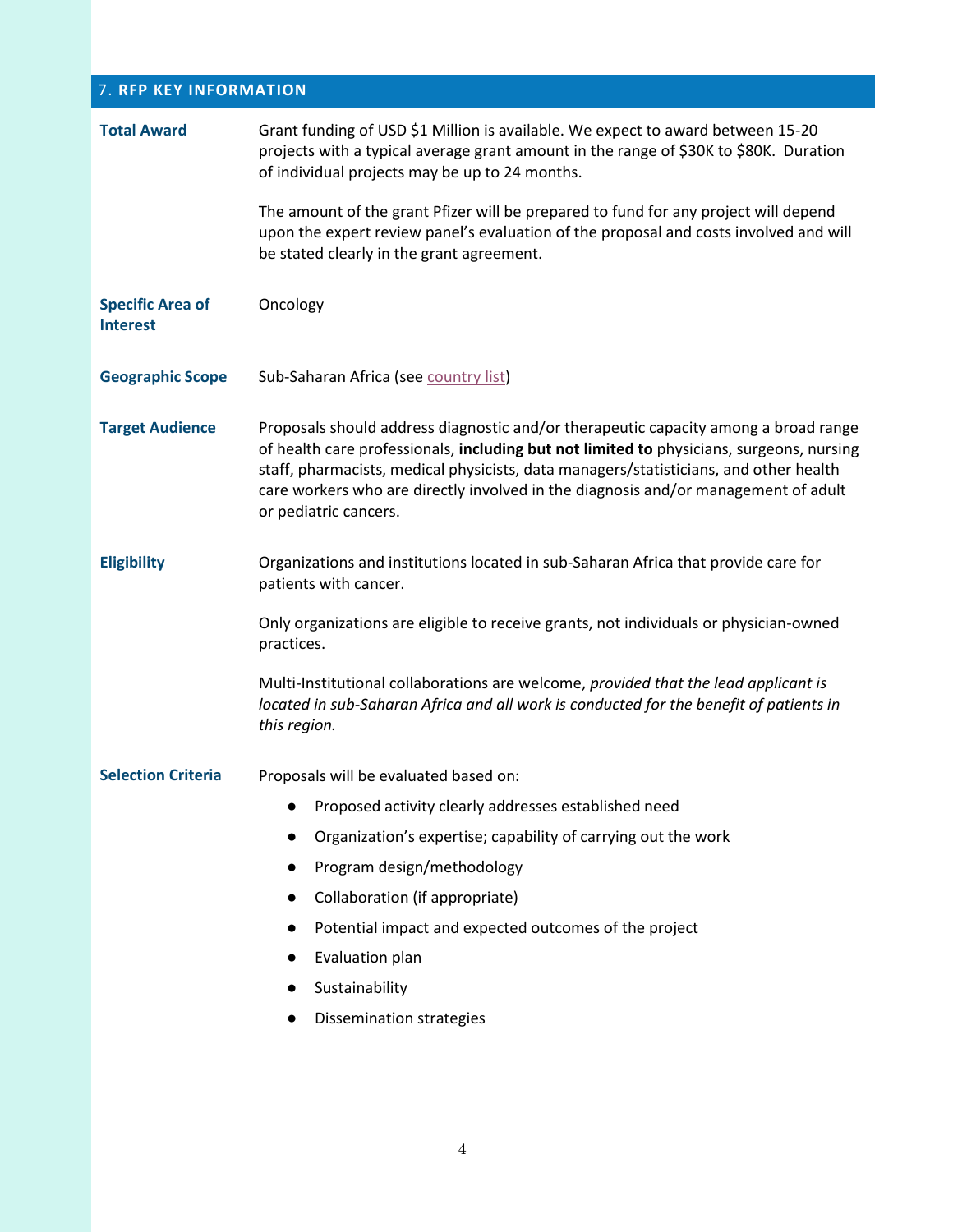## 7. RFP KEY INFORMATION

| | |
|---|---|
| **Total Award** | Grant funding of USD $1 Million is available. We expect to award between 15-20 projects with a typical average grant amount in the range of $30K to $80K. Duration of individual projects may be up to 24 months.<br><br>The amount of the grant Pfizer will be prepared to fund for any project will depend upon the expert review panel's evaluation of the proposal and costs involved and will be stated clearly in the grant agreement. |
| **Specific Area of Interest** | Oncology |
| **Geographic Scope** | Sub-Saharan Africa (see country list) |
| **Target Audience** | Proposals should address diagnostic and/or therapeutic capacity among a broad range of health care professionals, **including but not limited to** physicians, surgeons, nursing staff, pharmacists, medical physicists, data managers/statisticians, and other health care workers who are directly involved in the diagnosis and/or management of adult or pediatric cancers. |
| **Eligibility** | Organizations and institutions located in sub-Saharan Africa that provide care for patients with cancer.<br><br>Only organizations are eligible to receive grants, not individuals or physician-owned practices.<br><br>Multi-Institutional collaborations are welcome, *provided that the lead applicant is located in sub-Saharan Africa and all work is conducted for the benefit of patients in this region.* |
| **Selection Criteria** | Proposals will be evaluated based on:<br>• Proposed activity clearly addresses established need<br>• Organization's expertise; capability of carrying out the work<br>• Program design/methodology<br>• Collaboration (if appropriate)<br>• Potential impact and expected outcomes of the project<br>• Evaluation plan<br>• Sustainability<br>• Dissemination strategies |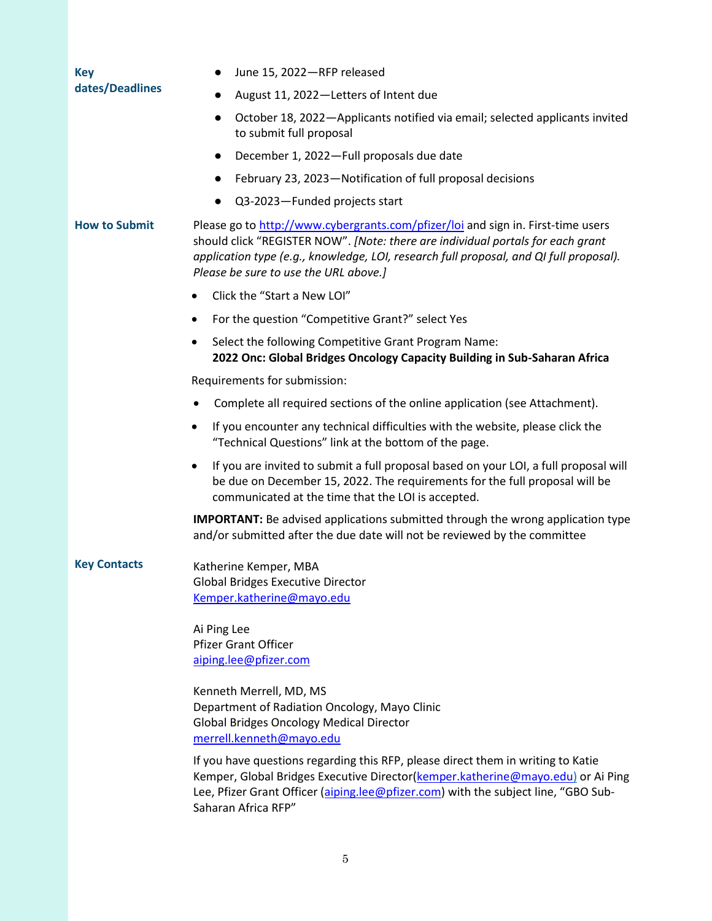**Key dates/Deadlines**

- June 15, 2022—RFP released
- August 11, 2022—Letters of Intent due
- October 18, 2022—Applicants notified via email; selected applicants invited to submit full proposal
- December 1, 2022—Full proposals due date
- February 23, 2023—Notification of full proposal decisions
- Q3-2023—Funded projects start

**How to Submit**

Please go to http://www.cybergrants.com/pfizer/loi and sign in. First-time users should click "REGISTER NOW". *[Note: there are individual portals for each grant application type (e.g., knowledge, LOI, research full proposal, and QI full proposal). Please be sure to use the URL above.]*

- Click the "Start a New LOI"
- For the question "Competitive Grant?" select Yes
- Select the following Competitive Grant Program Name:
  **2022 Onc: Global Bridges Oncology Capacity Building in Sub-Saharan Africa**

Requirements for submission:

- Complete all required sections of the online application (see Attachment).
- If you encounter any technical difficulties with the website, please click the "Technical Questions" link at the bottom of the page.
- If you are invited to submit a full proposal based on your LOI, a full proposal will be due on December 15, 2022. The requirements for the full proposal will be communicated at the time that the LOI is accepted.

**IMPORTANT:** Be advised applications submitted through the wrong application type and/or submitted after the due date will not be reviewed by the committee

**Key Contacts**

Katherine Kemper, MBA
Global Bridges Executive Director
Kemper.katherine@mayo.edu

Ai Ping Lee
Pfizer Grant Officer
aiping.lee@pfizer.com

Kenneth Merrell, MD, MS
Department of Radiation Oncology, Mayo Clinic
Global Bridges Oncology Medical Director
merrell.kenneth@mayo.edu

If you have questions regarding this RFP, please direct them in writing to Katie Kemper, Global Bridges Executive Director(kemper.katherine@mayo.edu) or Ai Ping Lee, Pfizer Grant Officer (aiping.lee@pfizer.com) with the subject line, "GBO Sub-Saharan Africa RFP"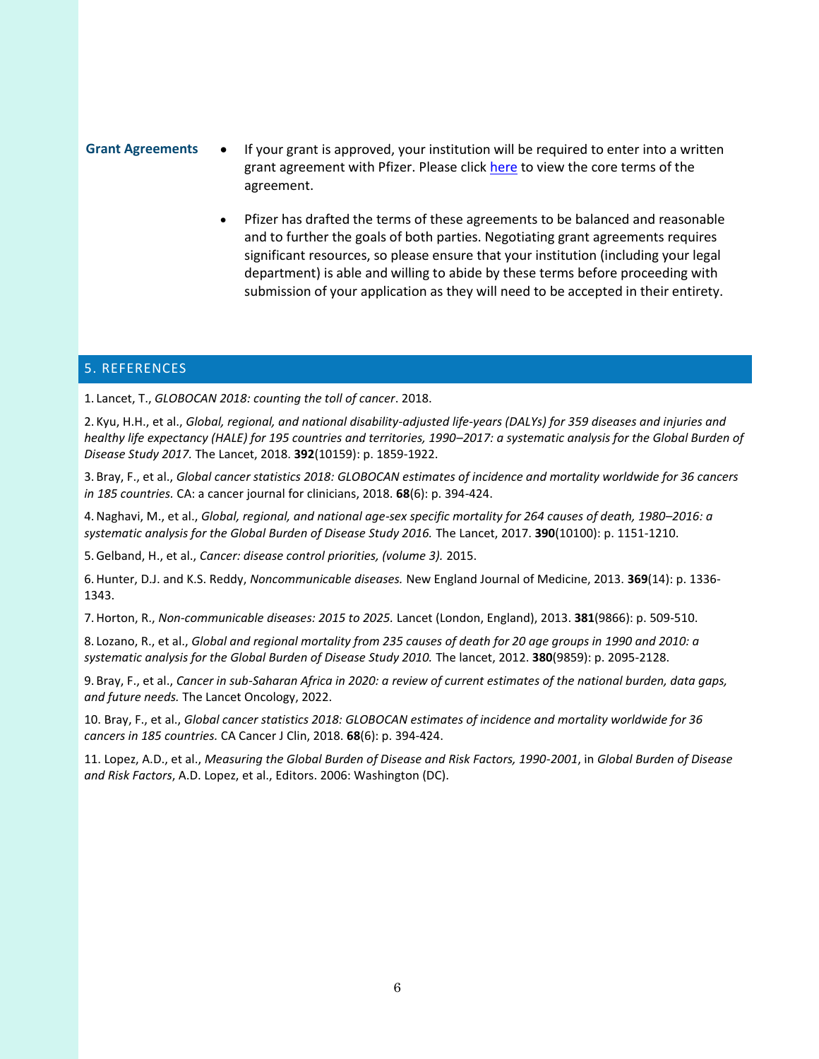**Grant Agreements**

- If your grant is approved, your institution will be required to enter into a written grant agreement with Pfizer. Please click here to view the core terms of the agreement.
- Pfizer has drafted the terms of these agreements to be balanced and reasonable and to further the goals of both parties. Negotiating grant agreements requires significant resources, so please ensure that your institution (including your legal department) is able and willing to abide by these terms before proceeding with submission of your application as they will need to be accepted in their entirety.

## 5. REFERENCES

1. Lancet, T., *GLOBOCAN 2018: counting the toll of cancer*. 2018.

2. Kyu, H.H., et al., *Global, regional, and national disability-adjusted life-years (DALYs) for 359 diseases and injuries and healthy life expectancy (HALE) for 195 countries and territories, 1990–2017: a systematic analysis for the Global Burden of Disease Study 2017.* The Lancet, 2018. **392**(10159): p. 1859-1922.

3. Bray, F., et al., *Global cancer statistics 2018: GLOBOCAN estimates of incidence and mortality worldwide for 36 cancers in 185 countries.* CA: a cancer journal for clinicians, 2018. **68**(6): p. 394-424.

4. Naghavi, M., et al., *Global, regional, and national age-sex specific mortality for 264 causes of death, 1980–2016: a systematic analysis for the Global Burden of Disease Study 2016.* The Lancet, 2017. **390**(10100): p. 1151-1210.

5. Gelband, H., et al., *Cancer: disease control priorities, (volume 3).* 2015.

6. Hunter, D.J. and K.S. Reddy, *Noncommunicable diseases.* New England Journal of Medicine, 2013. **369**(14): p. 1336-1343.

7. Horton, R., *Non-communicable diseases: 2015 to 2025.* Lancet (London, England), 2013. **381**(9866): p. 509-510.

8. Lozano, R., et al., *Global and regional mortality from 235 causes of death for 20 age groups in 1990 and 2010: a systematic analysis for the Global Burden of Disease Study 2010.* The lancet, 2012. **380**(9859): p. 2095-2128.

9. Bray, F., et al., *Cancer in sub-Saharan Africa in 2020: a review of current estimates of the national burden, data gaps, and future needs.* The Lancet Oncology, 2022.

10. Bray, F., et al., *Global cancer statistics 2018: GLOBOCAN estimates of incidence and mortality worldwide for 36 cancers in 185 countries.* CA Cancer J Clin, 2018. **68**(6): p. 394-424.

11. Lopez, A.D., et al., *Measuring the Global Burden of Disease and Risk Factors, 1990-2001*, in *Global Burden of Disease and Risk Factors*, A.D. Lopez, et al., Editors. 2006: Washington (DC).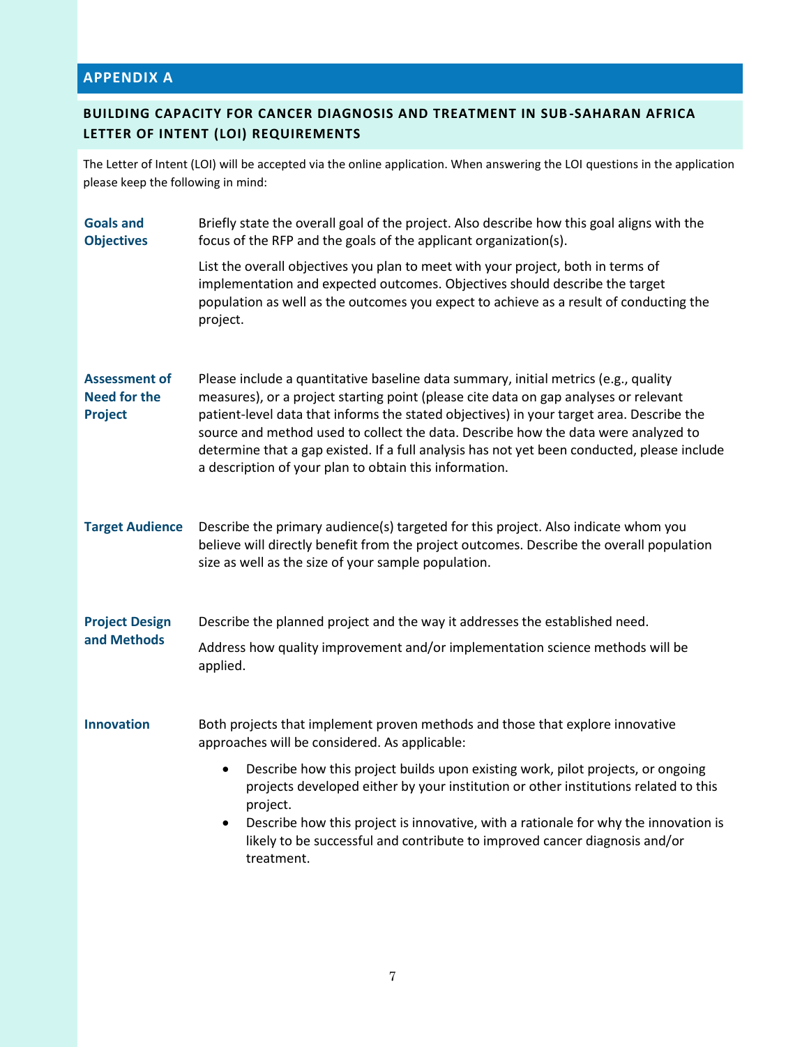## APPENDIX A

### BUILDING CAPACITY FOR CANCER DIAGNOSIS AND TREATMENT IN SUB-SAHARAN AFRICA LETTER OF INTENT (LOI) REQUIREMENTS

The Letter of Intent (LOI) will be accepted via the online application. When answering the LOI questions in the application please keep the following in mind:

**Goals and Objectives**

Briefly state the overall goal of the project. Also describe how this goal aligns with the focus of the RFP and the goals of the applicant organization(s).

List the overall objectives you plan to meet with your project, both in terms of implementation and expected outcomes. Objectives should describe the target population as well as the outcomes you expect to achieve as a result of conducting the project.

**Assessment of Need for the Project**

Please include a quantitative baseline data summary, initial metrics (e.g., quality measures), or a project starting point (please cite data on gap analyses or relevant patient-level data that informs the stated objectives) in your target area. Describe the source and method used to collect the data. Describe how the data were analyzed to determine that a gap existed. If a full analysis has not yet been conducted, please include a description of your plan to obtain this information.

**Target Audience**

Describe the primary audience(s) targeted for this project. Also indicate whom you believe will directly benefit from the project outcomes. Describe the overall population size as well as the size of your sample population.

**Project Design and Methods**

Describe the planned project and the way it addresses the established need.

Address how quality improvement and/or implementation science methods will be applied.

**Innovation**

Both projects that implement proven methods and those that explore innovative approaches will be considered. As applicable:

- Describe how this project builds upon existing work, pilot projects, or ongoing projects developed either by your institution or other institutions related to this project.
- Describe how this project is innovative, with a rationale for why the innovation is likely to be successful and contribute to improved cancer diagnosis and/or treatment.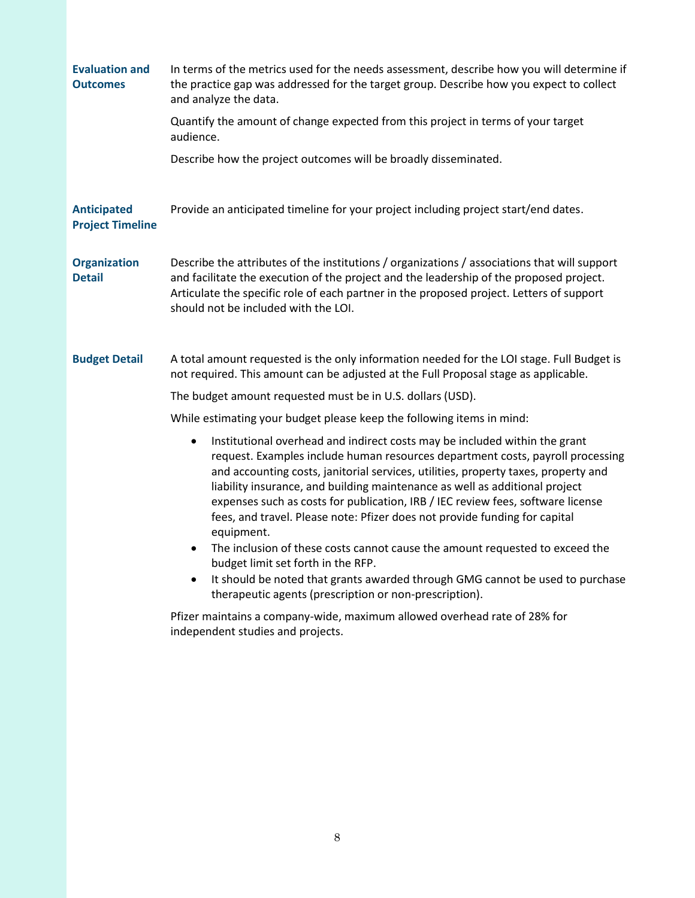**Evaluation and Outcomes**

In terms of the metrics used for the needs assessment, describe how you will determine if the practice gap was addressed for the target group. Describe how you expect to collect and analyze the data.

Quantify the amount of change expected from this project in terms of your target audience.

Describe how the project outcomes will be broadly disseminated.

**Anticipated Project Timeline**

Provide an anticipated timeline for your project including project start/end dates.

**Organization Detail**

Describe the attributes of the institutions / organizations / associations that will support and facilitate the execution of the project and the leadership of the proposed project. Articulate the specific role of each partner in the proposed project. Letters of support should not be included with the LOI.

**Budget Detail**

A total amount requested is the only information needed for the LOI stage. Full Budget is not required. This amount can be adjusted at the Full Proposal stage as applicable.

The budget amount requested must be in U.S. dollars (USD).

While estimating your budget please keep the following items in mind:

- Institutional overhead and indirect costs may be included within the grant request. Examples include human resources department costs, payroll processing and accounting costs, janitorial services, utilities, property taxes, property and liability insurance, and building maintenance as well as additional project expenses such as costs for publication, IRB / IEC review fees, software license fees, and travel. Please note: Pfizer does not provide funding for capital equipment.
- The inclusion of these costs cannot cause the amount requested to exceed the budget limit set forth in the RFP.
- It should be noted that grants awarded through GMG cannot be used to purchase therapeutic agents (prescription or non-prescription).

Pfizer maintains a company-wide, maximum allowed overhead rate of 28% for independent studies and projects.